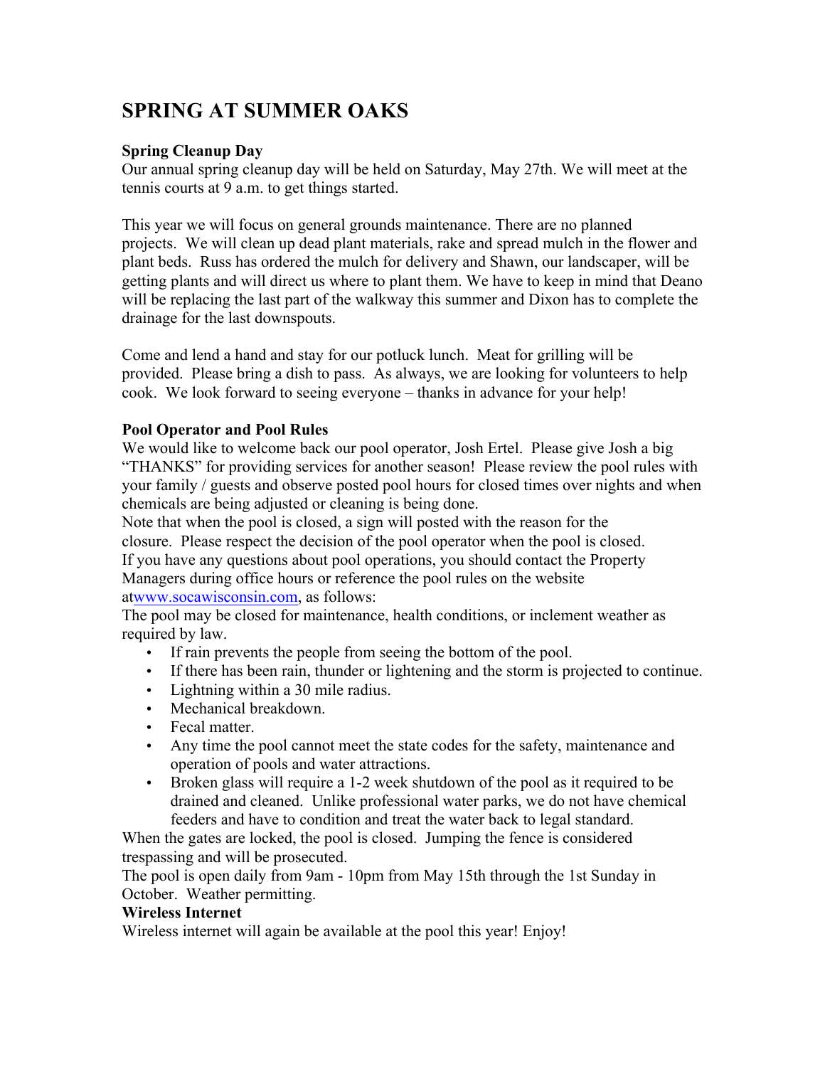# SPRING AT SUMMER OAKS

**Spring Cleanup Day**

Our annual spring cleanup day will be held on Saturday, May 27th. We will meet at the tennis courts at 9 a.m. to get things started.

This year we will focus on general grounds maintenance. There are no planned projects. We will clean up dead plant materials, rake and spread mulch in the flower and plant beds. Russ has ordered the mulch for delivery and Shawn, our landscaper, will be getting plants and will direct us where to plant them. We have to keep in mind that Deano will be replacing the last part of the walkway this summer and Dixon has to complete the drainage for the last downspouts.

Come and lend a hand and stay for our potluck lunch. Meat for grilling will be provided. Please bring a dish to pass. As always, we are looking for volunteers to help cook. We look forward to seeing everyone – thanks in advance for your help!

**Pool Operator and Pool Rules**

We would like to welcome back our pool operator, Josh Ertel. Please give Josh a big "THANKS" for providing services for another season! Please review the pool rules with your family / guests and observe posted pool hours for closed times over nights and when chemicals are being adjusted or cleaning is being done.

Note that when the pool is closed, a sign will posted with the reason for the closure. Please respect the decision of the pool operator when the pool is closed.

If you have any questions about pool operations, you should contact the Property Managers during office hours or reference the pool rules on the website atwww.socawisconsin.com, as follows:

The pool may be closed for maintenance, health conditions, or inclement weather as required by law.

- If rain prevents the people from seeing the bottom of the pool.
- If there has been rain, thunder or lightening and the storm is projected to continue.
- Lightning within a 30 mile radius.
- Mechanical breakdown.
- Fecal matter.
- Any time the pool cannot meet the state codes for the safety, maintenance and operation of pools and water attractions.
- Broken glass will require a 1-2 week shutdown of the pool as it required to be drained and cleaned. Unlike professional water parks, we do not have chemical feeders and have to condition and treat the water back to legal standard.

When the gates are locked, the pool is closed. Jumping the fence is considered trespassing and will be prosecuted.

The pool is open daily from 9am - 10pm from May 15th through the 1st Sunday in October. Weather permitting.

**Wireless Internet**

Wireless internet will again be available at the pool this year! Enjoy!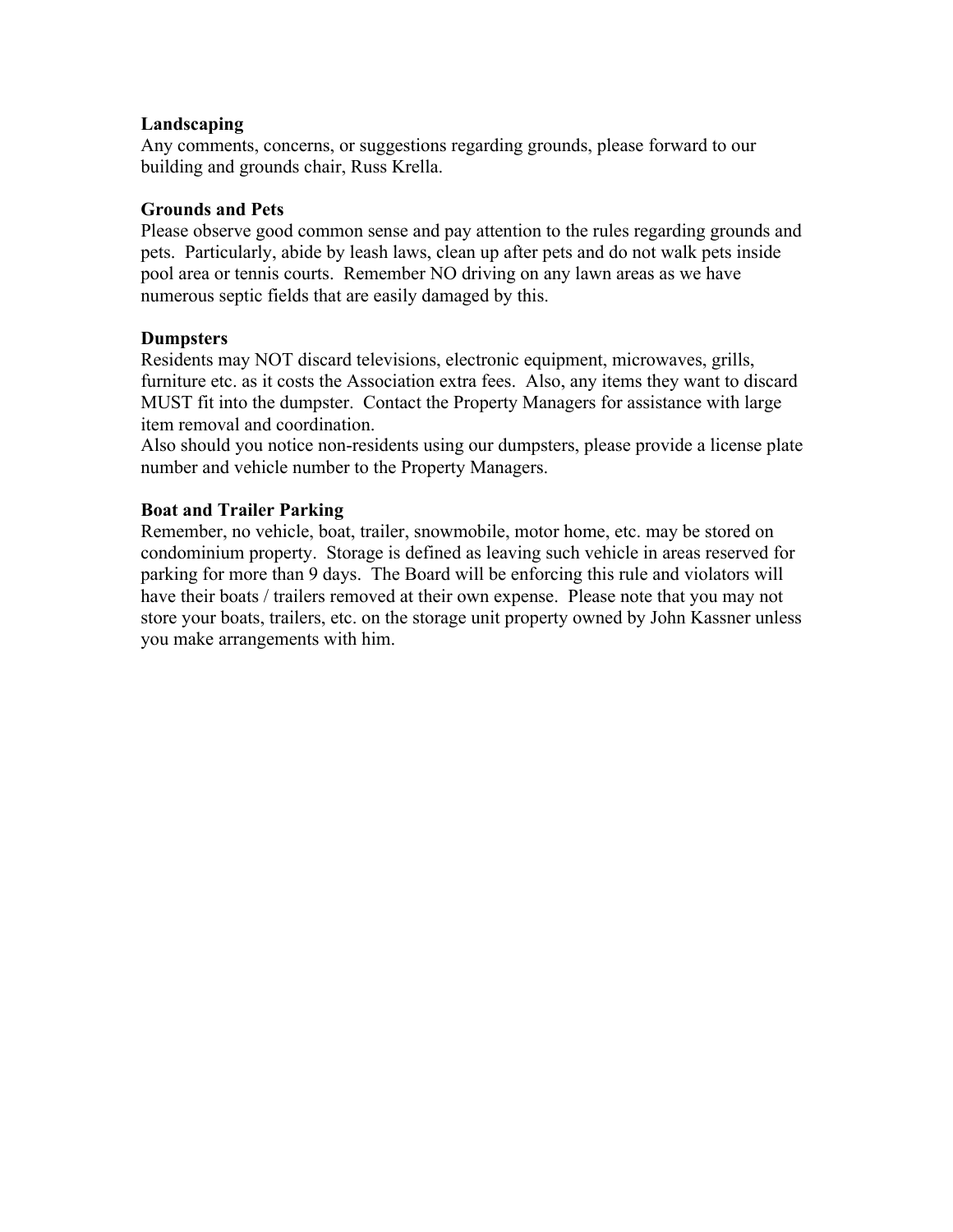**Landscaping**
Any comments, concerns, or suggestions regarding grounds, please forward to our building and grounds chair, Russ Krella.

**Grounds and Pets**
Please observe good common sense and pay attention to the rules regarding grounds and pets. Particularly, abide by leash laws, clean up after pets and do not walk pets inside pool area or tennis courts. Remember NO driving on any lawn areas as we have numerous septic fields that are easily damaged by this.

**Dumpsters**
Residents may NOT discard televisions, electronic equipment, microwaves, grills, furniture etc. as it costs the Association extra fees. Also, any items they want to discard MUST fit into the dumpster. Contact the Property Managers for assistance with large item removal and coordination.
Also should you notice non-residents using our dumpsters, please provide a license plate number and vehicle number to the Property Managers.

**Boat and Trailer Parking**
Remember, no vehicle, boat, trailer, snowmobile, motor home, etc. may be stored on condominium property. Storage is defined as leaving such vehicle in areas reserved for parking for more than 9 days. The Board will be enforcing this rule and violators will have their boats / trailers removed at their own expense. Please note that you may not store your boats, trailers, etc. on the storage unit property owned by John Kassner unless you make arrangements with him.